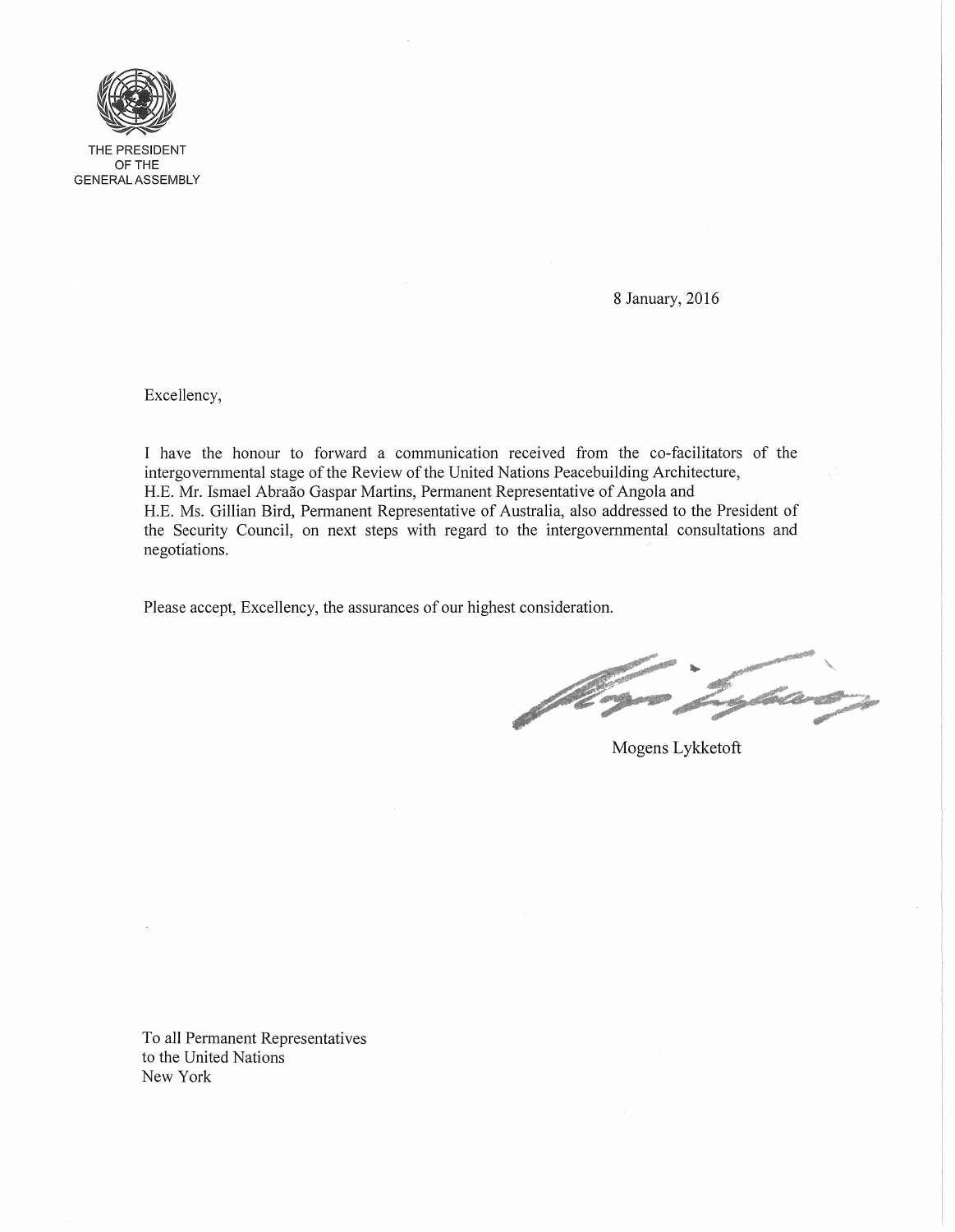THE PRESIDENT
OF THE
GENERAL ASSEMBLY

8 January, 2016

Excellency,

I have the honour to forward a communication received from the co-facilitators of the intergovernmental stage of the Review of the United Nations Peacebuilding Architecture, H.E. Mr. Ismael Abraão Gaspar Martins, Permanent Representative of Angola and H.E. Ms. Gillian Bird, Permanent Representative of Australia, also addressed to the President of the Security Council, on next steps with regard to the intergovernmental consultations and negotiations.

Please accept, Excellency, the assurances of our highest consideration.

Mogens Lykketoft

To all Permanent Representatives
to the United Nations
New York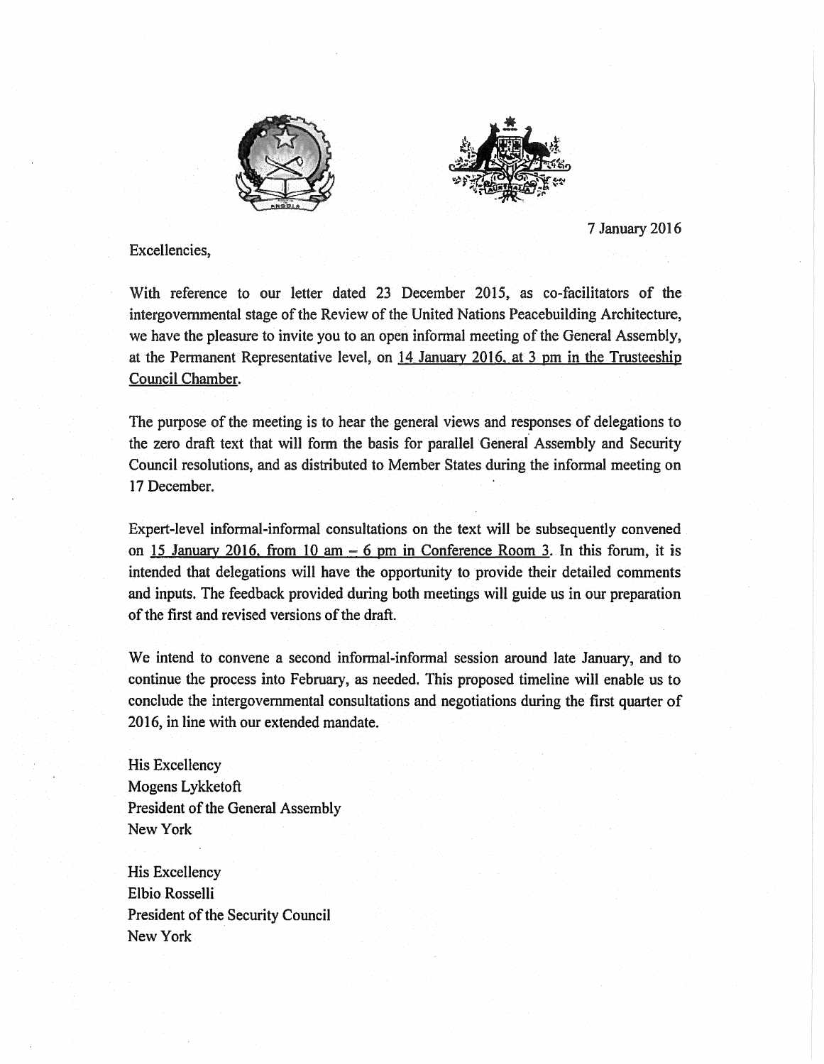7 January 2016

Excellencies,

With reference to our letter dated 23 December 2015, as co-facilitators of the intergovernmental stage of the Review of the United Nations Peacebuilding Architecture, we have the pleasure to invite you to an open informal meeting of the General Assembly, at the Permanent Representative level, on <u>14 January 2016, at 3 pm in the Trusteeship Council Chamber</u>.

The purpose of the meeting is to hear the general views and responses of delegations to the zero draft text that will form the basis for parallel General Assembly and Security Council resolutions, and as distributed to Member States during the informal meeting on 17 December.

Expert-level informal-informal consultations on the text will be subsequently convened on <u>15 January 2016, from 10 am – 6 pm in Conference Room 3</u>. In this forum, it is intended that delegations will have the opportunity to provide their detailed comments and inputs. The feedback provided during both meetings will guide us in our preparation of the first and revised versions of the draft.

We intend to convene a second informal-informal session around late January, and to continue the process into February, as needed. This proposed timeline will enable us to conclude the intergovernmental consultations and negotiations during the first quarter of 2016, in line with our extended mandate.

His Excellency
Mogens Lykketoft
President of the General Assembly
New York

His Excellency
Elbio Rosselli
President of the Security Council
New York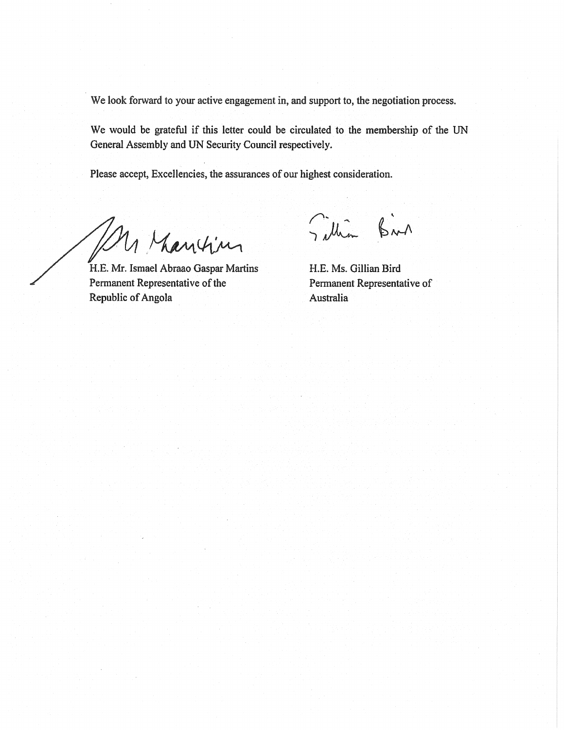We look forward to your active engagement in, and support to, the negotiation process.

We would be grateful if this letter could be circulated to the membership of the UN General Assembly and UN Security Council respectively.

Please accept, Excellencies, the assurances of our highest consideration.

H.E. Mr. Ismael Abraao Gaspar Martins
Permanent Representative of the
Republic of Angola

H.E. Ms. Gillian Bird
Permanent Representative of
Australia